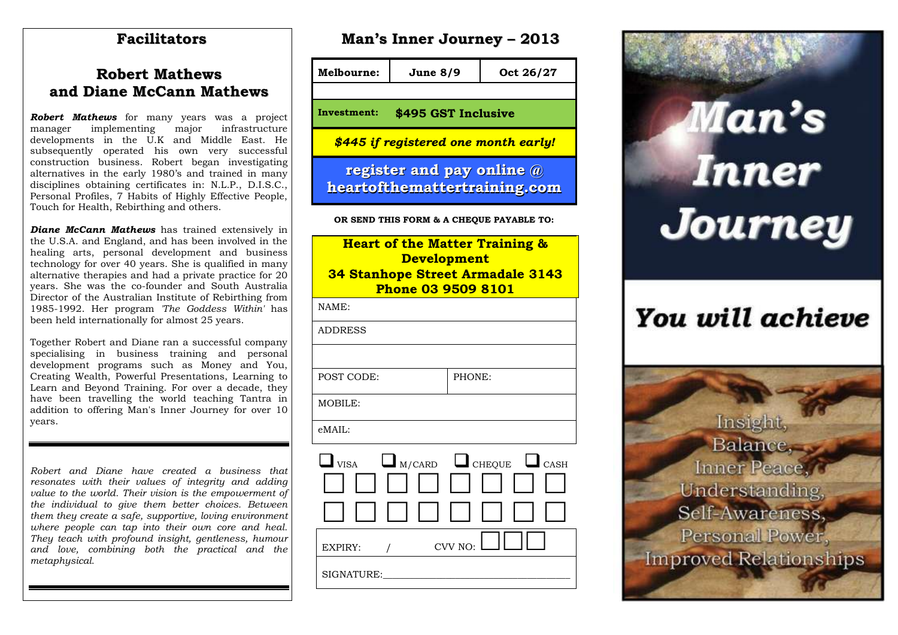## Facilitators

### Robert Mathews and Diane McCann Mathews

***Robert Mathews*** for many years was a project manager implementing major infrastructure developments in the U.K and Middle East. He subsequently operated his own very successful construction business. Robert began investigating alternatives in the early 1980's and trained in many disciplines obtaining certificates in: N.L.P., D.I.S.C., Personal Profiles, 7 Habits of Highly Effective People, Touch for Health, Rebirthing and others.

***Diane McCann Mathews*** has trained extensively in the U.S.A. and England, and has been involved in the healing arts, personal development and business technology for over 40 years. She is qualified in many alternative therapies and had a private practice for 20 years. She was the co-founder and South Australia Director of the Australian Institute of Rebirthing from 1985-1992. Her program *'The Goddess Within'* has been held internationally for almost 25 years.

Together Robert and Diane ran a successful company specialising in business training and personal development programs such as Money and You, Creating Wealth, Powerful Presentations, Learning to Learn and Beyond Training. For over a decade, they have been travelling the world teaching Tantra in addition to offering Man's Inner Journey for over 10 years.

*Robert and Diane have created a business that resonates with their values of integrity and adding value to the world. Their vision is the empowerment of the individual to give them better choices. Between them they create a safe, supportive, loving environment where people can tap into their own core and heal. They teach with profound insight, gentleness, humour and love, combining both the practical and the metaphysical.*

## Man's Inner Journey – 2013

| **Melbourne:** | **June 8/9** | **Oct 26/27** |
| --- | --- | --- |

**Investment: $495 GST Inclusive**

***$445 if registered one month early!***

**register and pay online @ heartofthemattertraining.com**

**OR SEND THIS FORM & A CHEQUE PAYABLE TO:**

**Heart of the Matter Training & Development**
**34 Stanhope Street Armadale 3143**
**Phone 03 9509 8101**

NAME:

ADDRESS

POST CODE: PHONE:

MOBILE:

eMAIL:

☐ VISA ☐ M/CARD ☐ CHEQUE ☐ CASH

EXPIRY: / CVV NO:

SIGNATURE:\_\_\_\_\_\_\_\_\_\_\_\_\_\_\_\_\_\_\_\_\_\_\_\_\_\_\_\_\_\_\_\_\_\_\_

# Man's Inner Journey

## You will achieve

Insight,
Balance,
Inner Peace,
Understanding,
Self-Awareness,
Personal Power,
Improved Relationships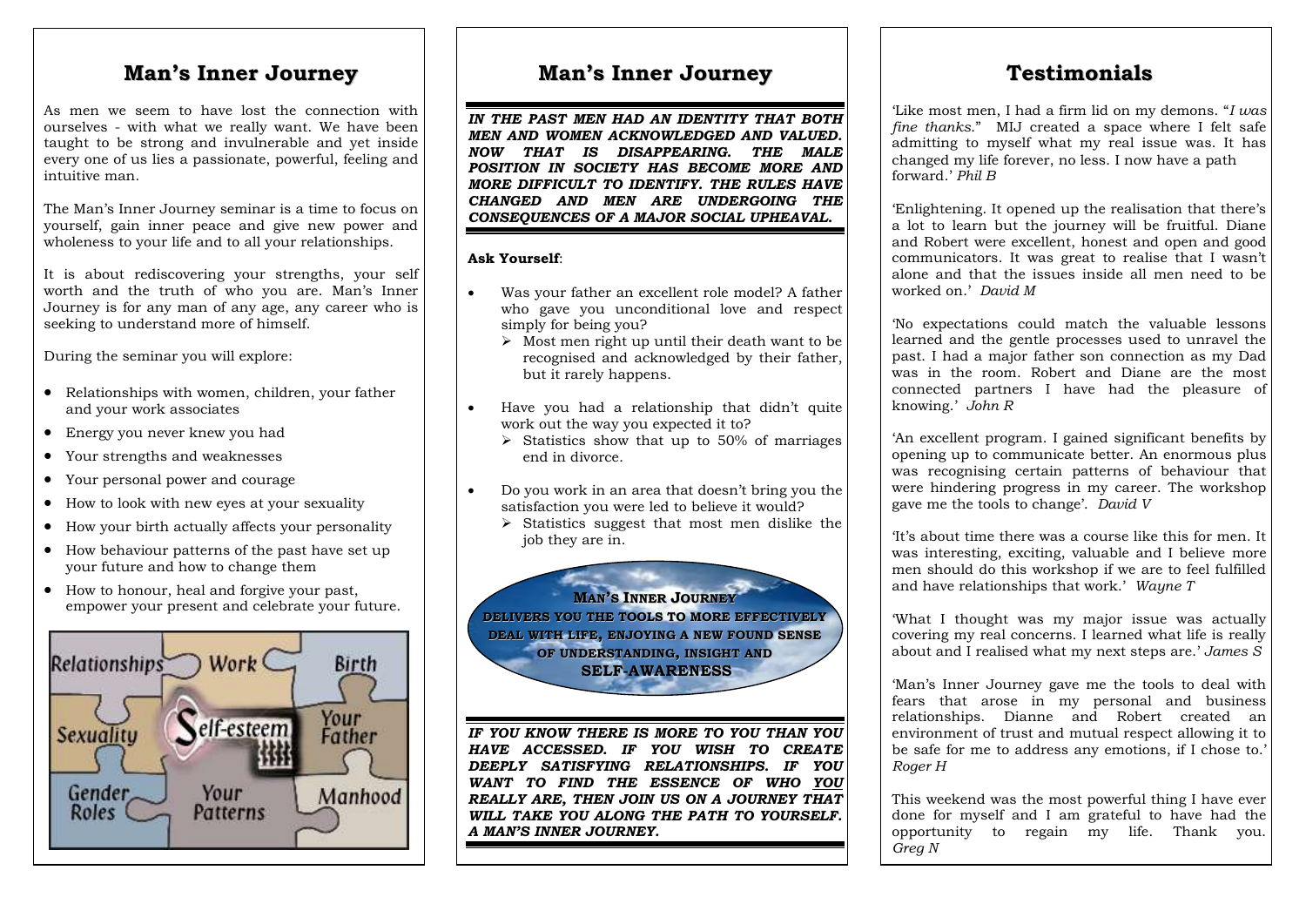## Man's Inner Journey

As men we seem to have lost the connection with ourselves - with what we really want. We have been taught to be strong and invulnerable and yet inside every one of us lies a passionate, powerful, feeling and intuitive man.

The Man's Inner Journey seminar is a time to focus on yourself, gain inner peace and give new power and wholeness to your life and to all your relationships.

It is about rediscovering your strengths, your self worth and the truth of who you are. Man's Inner Journey is for any man of any age, any career who is seeking to understand more of himself.

During the seminar you will explore:

- Relationships with women, children, your father and your work associates
- Energy you never knew you had
- Your strengths and weaknesses
- Your personal power and courage
- How to look with new eyes at your sexuality
- How your birth actually affects your personality
- How behaviour patterns of the past have set up your future and how to change them
- How to honour, heal and forgive your past, empower your present and celebrate your future.

Relationships
Work
Birth
Sexuality
Self-esteem
Your Father
Gender Roles
Your Patterns
Manhood

## Man's Inner Journey

***IN THE PAST MEN HAD AN IDENTITY THAT BOTH MEN AND WOMEN ACKNOWLEDGED AND VALUED. NOW THAT IS DISAPPEARING. THE MALE POSITION IN SOCIETY HAS BECOME MORE AND MORE DIFFICULT TO IDENTIFY. THE RULES HAVE CHANGED AND MEN ARE UNDERGOING THE CONSEQUENCES OF A MAJOR SOCIAL UPHEAVAL.***

**Ask Yourself**:

- Was your father an excellent role model? A father who gave you unconditional love and respect simply for being you?
  - Most men right up until their death want to be recognised and acknowledged by their father, but it rarely happens.
- Have you had a relationship that didn't quite work out the way you expected it to?
  - Statistics show that up to 50% of marriages end in divorce.
- Do you work in an area that doesn't bring you the satisfaction you were led to believe it would?
  - Statistics suggest that most men dislike the job they are in.

**MAN'S INNER JOURNEY DELIVERS YOU THE TOOLS TO MORE EFFECTIVELY DEAL WITH LIFE, ENJOYING A NEW FOUND SENSE OF UNDERSTANDING, INSIGHT AND SELF-AWARENESS**

***IF YOU KNOW THERE IS MORE TO YOU THAN YOU HAVE ACCESSED. IF YOU WISH TO CREATE DEEPLY SATISFYING RELATIONSHIPS. IF YOU WANT TO FIND THE ESSENCE OF WHO <u>YOU</u> REALLY ARE, THEN JOIN US ON A JOURNEY THAT WILL TAKE YOU ALONG THE PATH TO YOURSELF. A MAN'S INNER JOURNEY.***

## Testimonials

'Like most men, I had a firm lid on my demons. "*I was fine thanks.*" MIJ created a space where I felt safe admitting to myself what my real issue was. It has changed my life forever, no less. I now have a path forward.' *Phil B*

'Enlightening. It opened up the realisation that there's a lot to learn but the journey will be fruitful. Diane and Robert were excellent, honest and open and good communicators. It was great to realise that I wasn't alone and that the issues inside all men need to be worked on.' *David M*

'No expectations could match the valuable lessons learned and the gentle processes used to unravel the past. I had a major father son connection as my Dad was in the room. Robert and Diane are the most connected partners I have had the pleasure of knowing.' *John R*

'An excellent program. I gained significant benefits by opening up to communicate better. An enormous plus was recognising certain patterns of behaviour that were hindering progress in my career. The workshop gave me the tools to change'. *David V*

'It's about time there was a course like this for men. It was interesting, exciting, valuable and I believe more men should do this workshop if we are to feel fulfilled and have relationships that work.' *Wayne T*

'What I thought was my major issue was actually covering my real concerns. I learned what life is really about and I realised what my next steps are.' *James S*

'Man's Inner Journey gave me the tools to deal with fears that arose in my personal and business relationships. Dianne and Robert created an environment of trust and mutual respect allowing it to be safe for me to address any emotions, if I chose to.' *Roger H*

This weekend was the most powerful thing I have ever done for myself and I am grateful to have had the opportunity to regain my life. Thank you. *Greg N*